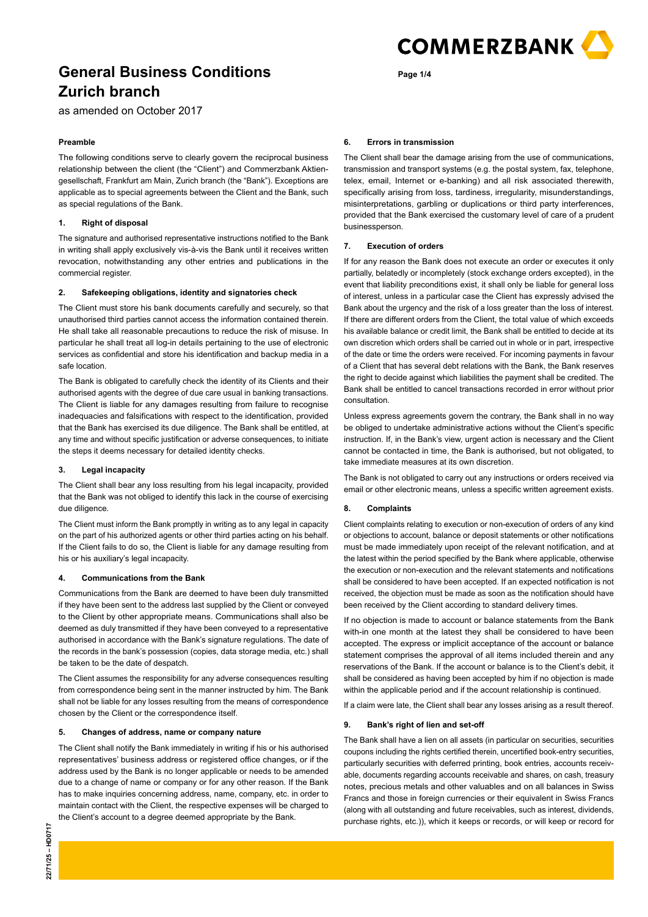# General Business Conditions Zurich branch

as amended on October 2017

### Preamble

The following conditions serve to clearly govern the reciprocal business relationship between the client (the "Client") and Commerzbank Aktiengesellschaft, Frankfurt am Main, Zurich branch (the "Bank"). Exceptions are applicable as to special agreements between the Client and the Bank, such as special regulations of the Bank.

### 1. Right of disposal

The signature and authorised representative instructions notified to the Bank in writing shall apply exclusively vis-à-vis the Bank until it receives written revocation, notwithstanding any other entries and publications in the commercial register.

### 2. Safekeeping obligations, identity and signatories check

The Client must store his bank documents carefully and securely, so that unauthorised third parties cannot access the information contained therein. He shall take all reasonable precautions to reduce the risk of misuse. In particular he shall treat all log-in details pertaining to the use of electronic services as confidential and store his identification and backup media in a safe location.

The Bank is obligated to carefully check the identity of its Clients and their authorised agents with the degree of due care usual in banking transactions. The Client is liable for any damages resulting from failure to recognise inadequacies and falsifications with respect to the identification, provided that the Bank has exercised its due diligence. The Bank shall be entitled, at any time and without specific justification or adverse consequences, to initiate the steps it deems necessary for detailed identity checks.

### 3. Legal incapacity

The Client shall bear any loss resulting from his legal incapacity, provided that the Bank was not obliged to identify this lack in the course of exercising due diligence.

The Client must inform the Bank promptly in writing as to any legal in capacity on the part of his authorized agents or other third parties acting on his behalf. If the Client fails to do so, the Client is liable for any damage resulting from his or his auxiliary's legal incapacity.

### 4. Communications from the Bank

Communications from the Bank are deemed to have been duly transmitted if they have been sent to the address last supplied by the Client or conveyed to the Client by other appropriate means. Communications shall also be deemed as duly transmitted if they have been conveyed to a representative authorised in accordance with the Bank's signature regulations. The date of the records in the bank's possession (copies, data storage media, etc.) shall be taken to be the date of despatch.

The Client assumes the responsibility for any adverse consequences resulting from correspondence being sent in the manner instructed by him. The Bank shall not be liable for any losses resulting from the means of correspondence chosen by the Client or the correspondence itself.

### 5. Changes of address, name or company nature

The Client shall notify the Bank immediately in writing if his or his authorised representatives' business address or registered office changes, or if the address used by the Bank is no longer applicable or needs to be amended due to a change of name or company or for any other reason. If the Bank has to make inquiries concerning address, name, company, etc. in order to maintain contact with the Client, the respective expenses will be charged to the Client's account to a degree deemed appropriate by the Bank.

### 6. Errors in transmission

The Client shall bear the damage arising from the use of communications, transmission and transport systems (e.g. the postal system, fax, telephone, telex, email, Internet or e-banking) and all risk associated therewith, specifically arising from loss, tardiness, irregularity, misunderstandings, misinterpretations, garbling or duplications or third party interferences, provided that the Bank exercised the customary level of care of a prudent businessperson.

### 7. Execution of orders

If for any reason the Bank does not execute an order or executes it only partially, belatedly or incompletely (stock exchange orders excepted), in the event that liability preconditions exist, it shall only be liable for general loss of interest, unless in a particular case the Client has expressly advised the Bank about the urgency and the risk of a loss greater than the loss of interest. If there are different orders from the Client, the total value of which exceeds his available balance or credit limit, the Bank shall be entitled to decide at its own discretion which orders shall be carried out in whole or in part, irrespective of the date or time the orders were received. For incoming payments in favour of a Client that has several debt relations with the Bank, the Bank reserves the right to decide against which liabilities the payment shall be credited. The Bank shall be entitled to cancel transactions recorded in error without prior consultation.

Unless express agreements govern the contrary, the Bank shall in no way be obliged to undertake administrative actions without the Client's specific instruction. If, in the Bank's view, urgent action is necessary and the Client cannot be contacted in time, the Bank is authorised, but not obligated, to take immediate measures at its own discretion.

The Bank is not obligated to carry out any instructions or orders received via email or other electronic means, unless a specific written agreement exists.

### 8. Complaints

Client complaints relating to execution or non-execution of orders of any kind or objections to account, balance or deposit statements or other notifications must be made immediately upon receipt of the relevant notification, and at the latest within the period specified by the Bank where applicable, otherwise the execution or non-execution and the relevant statements and notifications shall be considered to have been accepted. If an expected notification is not received, the objection must be made as soon as the notification should have been received by the Client according to standard delivery times.

If no objection is made to account or balance statements from the Bank with-in one month at the latest they shall be considered to have been accepted. The express or implicit acceptance of the account or balance statement comprises the approval of all items included therein and any reservations of the Bank. If the account or balance is to the Client's debit, it shall be considered as having been accepted by him if no objection is made within the applicable period and if the account relationship is continued.

If a claim were late, the Client shall bear any losses arising as a result thereof.

### 9. Bank's right of lien and set-off

The Bank shall have a lien on all assets (in particular on securities, securities coupons including the rights certified therein, uncertified book-entry securities, particularly securities with deferred printing, book entries, accounts receivable, documents regarding accounts receivable and shares, on cash, treasury notes, precious metals and other valuables and on all balances in Swiss Francs and those in foreign currencies or their equivalent in Swiss Francs (along with all outstanding and future receivables, such as interest, dividends, purchase rights, etc.)), which it keeps or records, or will keep or record for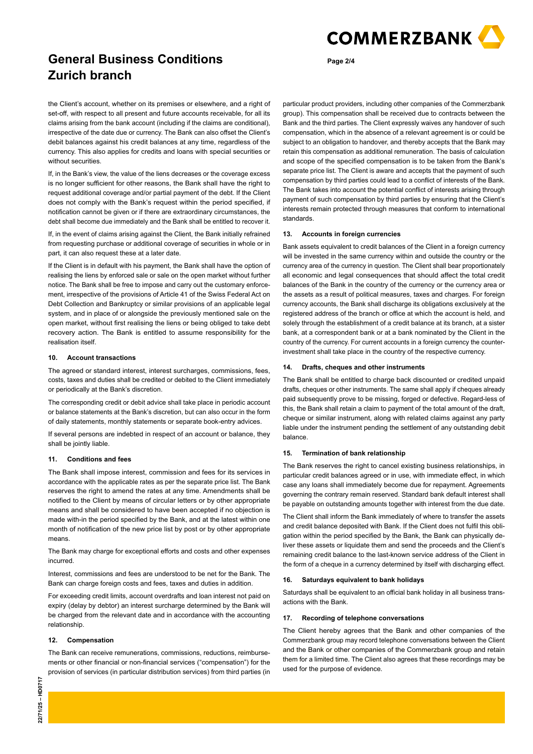the Client's account, whether on its premises or elsewhere, and a right of set-off, with respect to all present and future accounts receivable, for all its claims arising from the bank account (including if the claims are conditional), irrespective of the date due or currency. The Bank can also offset the Client's debit balances against his credit balances at any time, regardless of the currency. This also applies for credits and loans with special securities or without securities.

If, in the Bank's view, the value of the liens decreases or the coverage excess is no longer sufficient for other reasons, the Bank shall have the right to request additional coverage and/or partial payment of the debt. If the Client does not comply with the Bank's request within the period specified, if notification cannot be given or if there are extraordinary circumstances, the debt shall become due immediately and the Bank shall be entitled to recover it.

If, in the event of claims arising against the Client, the Bank initially refrained from requesting purchase or additional coverage of securities in whole or in part, it can also request these at a later date.

If the Client is in default with his payment, the Bank shall have the option of realising the liens by enforced sale or sale on the open market without further notice. The Bank shall be free to impose and carry out the customary enforcement, irrespective of the provisions of Article 41 of the Swiss Federal Act on Debt Collection and Bankruptcy or similar provisions of an applicable legal system, and in place of or alongside the previously mentioned sale on the open market, without first realising the liens or being obliged to take debt recovery action. The Bank is entitled to assume responsibility for the realisation itself.

### 10. Account transactions

The agreed or standard interest, interest surcharges, commissions, fees, costs, taxes and duties shall be credited or debited to the Client immediately or periodically at the Bank's discretion.

The corresponding credit or debit advice shall take place in periodic account or balance statements at the Bank's discretion, but can also occur in the form of daily statements, monthly statements or separate book-entry advices.

If several persons are indebted in respect of an account or balance, they shall be jointly liable.

### 11. Conditions and fees

The Bank shall impose interest, commission and fees for its services in accordance with the applicable rates as per the separate price list. The Bank reserves the right to amend the rates at any time. Amendments shall be notified to the Client by means of circular letters or by other appropriate means and shall be considered to have been accepted if no objection is made with-in the period specified by the Bank, and at the latest within one month of notification of the new price list by post or by other appropriate means.

The Bank may charge for exceptional efforts and costs and other expenses incurred.

Interest, commissions and fees are understood to be net for the Bank. The Bank can charge foreign costs and fees, taxes and duties in addition.

For exceeding credit limits, account overdrafts and loan interest not paid on expiry (delay by debtor) an interest surcharge determined by the Bank will be charged from the relevant date and in accordance with the accounting relationship.

### 12. Compensation

The Bank can receive remunerations, commissions, reductions, reimbursements or other financial or non-financial services ("compensation") for the provision of services (in particular distribution services) from third parties (in particular product providers, including other companies of the Commerzbank group). This compensation shall be received due to contracts between the Bank and the third parties. The Client expressly waives any handover of such compensation, which in the absence of a relevant agreement is or could be subject to an obligation to handover, and thereby accepts that the Bank may retain this compensation as additional remuneration. The basis of calculation and scope of the specified compensation is to be taken from the Bank's separate price list. The Client is aware and accepts that the payment of such compensation by third parties could lead to a conflict of interests of the Bank. The Bank takes into account the potential conflict of interests arising through payment of such compensation by third parties by ensuring that the Client's interests remain protected through measures that conform to international standards.

### 13. Accounts in foreign currencies

Bank assets equivalent to credit balances of the Client in a foreign currency will be invested in the same currency within and outside the country or the currency area of the currency in question. The Client shall bear proportionately all economic and legal consequences that should affect the total credit balance of the Bank in the country of the currency or the currency area or the assets as a result of political measures, taxes and charges. For foreign currency accounts, the Bank shall discharge its obligations exclusively at the registered address of the branch or office at which the account is held, and solely through the establishment of a credit balance at its branch, at a sister bank, at a correspondent bank or at a bank nominated by the Client in the country of the currency. For current accounts in a foreign currency the counter-investment shall take place in the country of the respective currency.

### 14. Drafts, cheques and other instruments

The Bank shall be entitled to charge back discounted or credited unpaid drafts, cheques or other instruments. The same shall apply if cheques already paid subsequently prove to be missing, forged or defective. Regard-less of this, the Bank shall retain a claim to payment of the total amount of the draft, cheque or similar instrument, along with related claims against any party liable under the instrument pending the settlement of any outstanding debit balance.

### 15. Termination of bank relationship

The Bank reserves the right to cancel existing business relationships, in particular credit balances agreed or in use, with immediate effect, in which case any loans shall immediately become due for repayment. Agreements governing the contrary remain reserved. Standard bank default interest shall be payable on outstanding amounts together with interest from the due date.

The Client shall inform the Bank immediately of where to transfer the assets and credit balance deposited with Bank. If the Client does not fulfil this obligation within the period specified by the Bank, the Bank can physically deliver these assets or liquidate them and send the proceeds and the Client's remaining credit balance to the last-known service address of the Client in the form of a cheque in a currency determined by itself with discharging effect.

### 16. Saturdays equivalent to bank holidays

Saturdays shall be equivalent to an official bank holiday in all business transactions with the Bank.

### 17. Recording of telephone conversations

The Client hereby agrees that the Bank and other companies of the Commerzbank group may record telephone conversations between the Client and the Bank or other companies of the Commerzbank group and retain them for a limited time. The Client also agrees that these recordings may be used for the purpose of evidence.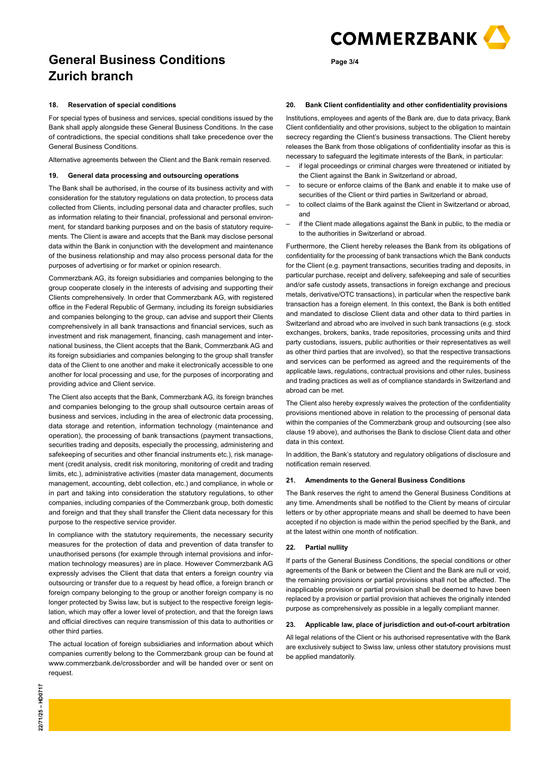# General Business Conditions Zurich branch

### 18. Reservation of special conditions

For special types of business and services, special conditions issued by the Bank shall apply alongside these General Business Conditions. In the case of contradictions, the special conditions shall take precedence over the General Business Conditions.

Alternative agreements between the Client and the Bank remain reserved.

### 19. General data processing and outsourcing operations

The Bank shall be authorised, in the course of its business activity and with consideration for the statutory regulations on data protection, to process data collected from Clients, including personal data and character profiles, such as information relating to their financial, professional and personal environment, for standard banking purposes and on the basis of statutory requirements. The Client is aware and accepts that the Bank may disclose personal data within the Bank in conjunction with the development and maintenance of the business relationship and may also process personal data for the purposes of advertising or for market or opinion research.

Commerzbank AG, its foreign subsidiaries and companies belonging to the group cooperate closely in the interests of advising and supporting their Clients comprehensively. In order that Commerzbank AG, with registered office in the Federal Republic of Germany, including its foreign subsidiaries and companies belonging to the group, can advise and support their Clients comprehensively in all bank transactions and financial services, such as investment and risk management, financing, cash management and international business, the Client accepts that the Bank, Commerzbank AG and its foreign subsidiaries and companies belonging to the group shall transfer data of the Client to one another and make it electronically accessible to one another for local processing and use, for the purposes of incorporating and providing advice and Client service.

The Client also accepts that the Bank, Commerzbank AG, its foreign branches and companies belonging to the group shall outsource certain areas of business and services, including in the area of electronic data processing, data storage and retention, information technology (maintenance and operation), the processing of bank transactions (payment transactions, securities trading and deposits, especially the processing, administering and safekeeping of securities and other financial instruments etc.), risk management (credit analysis, credit risk monitoring, monitoring of credit and trading limits, etc.), administrative activities (master data management, documents management, accounting, debt collection, etc.) and compliance, in whole or in part and taking into consideration the statutory regulations, to other companies, including companies of the Commerzbank group, both domestic and foreign and that they shall transfer the Client data necessary for this purpose to the respective service provider.

In compliance with the statutory requirements, the necessary security measures for the protection of data and prevention of data transfer to unauthorised persons (for example through internal provisions and information technology measures) are in place. However Commerzbank AG expressly advises the Client that data that enters a foreign country via outsourcing or transfer due to a request by head office, a foreign branch or foreign company belonging to the group or another foreign company is no longer protected by Swiss law, but is subject to the respective foreign legislation, which may offer a lower level of protection, and that the foreign laws and official directives can require transmission of this data to authorities or other third parties.

The actual location of foreign subsidiaries and information about which companies currently belong to the Commerzbank group can be found at www.commerzbank.de/crossborder and will be handed over or sent on request.

### 20. Bank Client confidentiality and other confidentiality provisions

Institutions, employees and agents of the Bank are, due to data privacy, Bank Client confidentiality and other provisions, subject to the obligation to maintain secrecy regarding the Client's business transactions. The Client hereby releases the Bank from those obligations of confidentiality insofar as this is necessary to safeguard the legitimate interests of the Bank, in particular:

- if legal proceedings or criminal charges were threatened or initiated by the Client against the Bank in Switzerland or abroad,
- to secure or enforce claims of the Bank and enable it to make use of securities of the Client or third parties in Switzerland or abroad,
- to collect claims of the Bank against the Client in Switzerland or abroad, and
- if the Client made allegations against the Bank in public, to the media or to the authorities in Switzerland or abroad.

Furthermore, the Client hereby releases the Bank from its obligations of confidentiality for the processing of bank transactions which the Bank conducts for the Client (e.g. payment transactions, securities trading and deposits, in particular purchase, receipt and delivery, safekeeping and sale of securities and/or safe custody assets, transactions in foreign exchange and precious metals, derivative/OTC transactions), in particular when the respective bank transaction has a foreign element. In this context, the Bank is both entitled and mandated to disclose Client data and other data to third parties in Switzerland and abroad who are involved in such bank transactions (e.g. stock exchanges, brokers, banks, trade repositories, processing units and third party custodians, issuers, public authorities or their representatives as well as other third parties that are involved), so that the respective transactions and services can be performed as agreed and the requirements of the applicable laws, regulations, contractual provisions and other rules, business and trading practices as well as of compliance standards in Switzerland and abroad can be met.

The Client also hereby expressly waives the protection of the confidentiality provisions mentioned above in relation to the processing of personal data within the companies of the Commerzbank group and outsourcing (see also clause 19 above), and authorises the Bank to disclose Client data and other data in this context.

In addition, the Bank's statutory and regulatory obligations of disclosure and notification remain reserved.

### 21. Amendments to the General Business Conditions

The Bank reserves the right to amend the General Business Conditions at any time. Amendments shall be notified to the Client by means of circular letters or by other appropriate means and shall be deemed to have been accepted if no objection is made within the period specified by the Bank, and at the latest within one month of notification.

### 22. Partial nullity

If parts of the General Business Conditions, the special conditions or other agreements of the Bank or between the Client and the Bank are null or void, the remaining provisions or partial provisions shall not be affected. The inapplicable provision or partial provision shall be deemed to have been replaced by a provision or partial provision that achieves the originally intended purpose as comprehensively as possible in a legally compliant manner.

### 23. Applicable law, place of jurisdiction and out-of-court arbitration

All legal relations of the Client or his authorised representative with the Bank are exclusively subject to Swiss law, unless other statutory provisions must be applied mandatorily.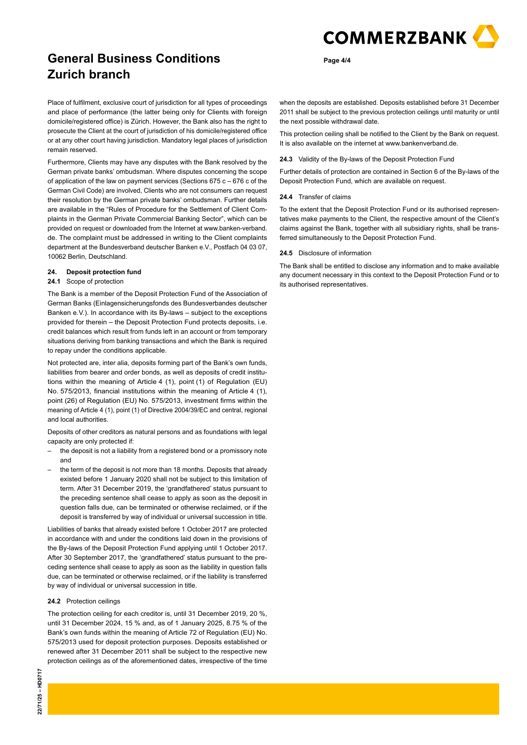Place of fulfilment, exclusive court of jurisdiction for all types of proceedings and place of performance (the latter being only for Clients with foreign domicile/registered office) is Zürich. However, the Bank also has the right to prosecute the Client at the court of jurisdiction of his domicile/registered office or at any other court having jurisdiction. Mandatory legal places of jurisdiction remain reserved.

Furthermore, Clients may have any disputes with the Bank resolved by the German private banks' ombudsman. Where disputes concerning the scope of application of the law on payment services (Sections 675 c – 676 c of the German Civil Code) are involved, Clients who are not consumers can request their resolution by the German private banks' ombudsman. Further details are available in the "Rules of Procedure for the Settlement of Client Complaints in the German Private Commercial Banking Sector", which can be provided on request or downloaded from the Internet at www.banken-verband.de. The complaint must be addressed in writing to the Client complaints department at the Bundesverband deutscher Banken e.V., Postfach 04 03 07, 10062 Berlin, Deutschland.

## 24. Deposit protection fund

### 24.1 Scope of protection

The Bank is a member of the Deposit Protection Fund of the Association of German Banks (Einlagensicherungsfonds des Bundesverbandes deutscher Banken e.V.). In accordance with its By-laws – subject to the exceptions provided for therein – the Deposit Protection Fund protects deposits, i.e. credit balances which result from funds left in an account or from temporary situations deriving from banking transactions and which the Bank is required to repay under the conditions applicable.

Not protected are, inter alia, deposits forming part of the Bank's own funds, liabilities from bearer and order bonds, as well as deposits of credit institutions within the meaning of Article 4 (1), point (1) of Regulation (EU) No. 575/2013, financial institutions within the meaning of Article 4 (1), point (26) of Regulation (EU) No. 575/2013, investment firms within the meaning of Article 4 (1), point (1) of Directive 2004/39/EC and central, regional and local authorities.

Deposits of other creditors as natural persons and as foundations with legal capacity are only protected if:

- the deposit is not a liability from a registered bond or a promissory note and
- the term of the deposit is not more than 18 months. Deposits that already existed before 1 January 2020 shall not be subject to this limitation of term. After 31 December 2019, the 'grandfathered' status pursuant to the preceding sentence shall cease to apply as soon as the deposit in question falls due, can be terminated or otherwise reclaimed, or if the deposit is transferred by way of individual or universal succession in title.

Liabilities of banks that already existed before 1 October 2017 are protected in accordance with and under the conditions laid down in the provisions of the By-laws of the Deposit Protection Fund applying until 1 October 2017. After 30 September 2017, the 'grandfathered' status pursuant to the preceding sentence shall cease to apply as soon as the liability in question falls due, can be terminated or otherwise reclaimed, or if the liability is transferred by way of individual or universal succession in title.

### 24.2 Protection ceilings

The protection ceiling for each creditor is, until 31 December 2019, 20 %, until 31 December 2024, 15 % and, as of 1 January 2025, 8.75 % of the Bank's own funds within the meaning of Article 72 of Regulation (EU) No. 575/2013 used for deposit protection purposes. Deposits established or renewed after 31 December 2011 shall be subject to the respective new protection ceilings as of the aforementioned dates, irrespective of the time when the deposits are established. Deposits established before 31 December 2011 shall be subject to the previous protection ceilings until maturity or until the next possible withdrawal date.

This protection ceiling shall be notified to the Client by the Bank on request. It is also available on the internet at www.bankenverband.de.

### 24.3 Validity of the By-laws of the Deposit Protection Fund

Further details of protection are contained in Section 6 of the By-laws of the Deposit Protection Fund, which are available on request.

### 24.4 Transfer of claims

To the extent that the Deposit Protection Fund or its authorised representatives make payments to the Client, the respective amount of the Client's claims against the Bank, together with all subsidiary rights, shall be transferred simultaneously to the Deposit Protection Fund.

### 24.5 Disclosure of information

The Bank shall be entitled to disclose any information and to make available any document necessary in this context to the Deposit Protection Fund or to its authorised representatives.

22/71/25 – HD0717